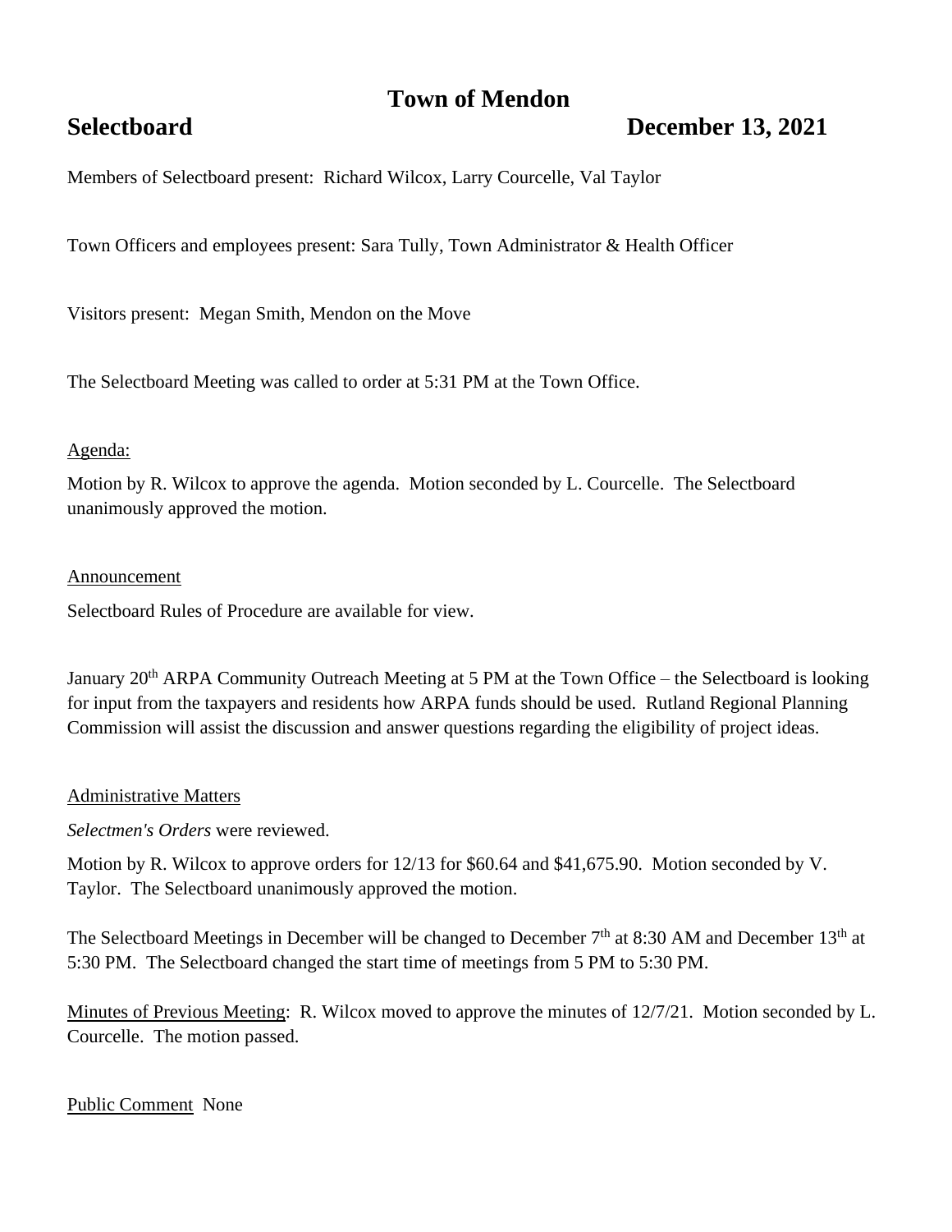# Town of Mendon

**Selectboard** **December 13, 2021**

Members of Selectboard present: Richard Wilcox, Larry Courcelle, Val Taylor

Town Officers and employees present: Sara Tully, Town Administrator & Health Officer

Visitors present: Megan Smith, Mendon on the Move

The Selectboard Meeting was called to order at 5:31 PM at the Town Office.

Agenda:

Motion by R. Wilcox to approve the agenda. Motion seconded by L. Courcelle. The Selectboard unanimously approved the motion.

Announcement

Selectboard Rules of Procedure are available for view.

January 20th ARPA Community Outreach Meeting at 5 PM at the Town Office – the Selectboard is looking for input from the taxpayers and residents how ARPA funds should be used. Rutland Regional Planning Commission will assist the discussion and answer questions regarding the eligibility of project ideas.

Administrative Matters

*Selectmen's Orders* were reviewed.

Motion by R. Wilcox to approve orders for 12/13 for $60.64 and $41,675.90. Motion seconded by V. Taylor. The Selectboard unanimously approved the motion.

The Selectboard Meetings in December will be changed to December 7th at 8:30 AM and December 13th at 5:30 PM. The Selectboard changed the start time of meetings from 5 PM to 5:30 PM.

Minutes of Previous Meeting: R. Wilcox moved to approve the minutes of 12/7/21. Motion seconded by L. Courcelle. The motion passed.

Public Comment None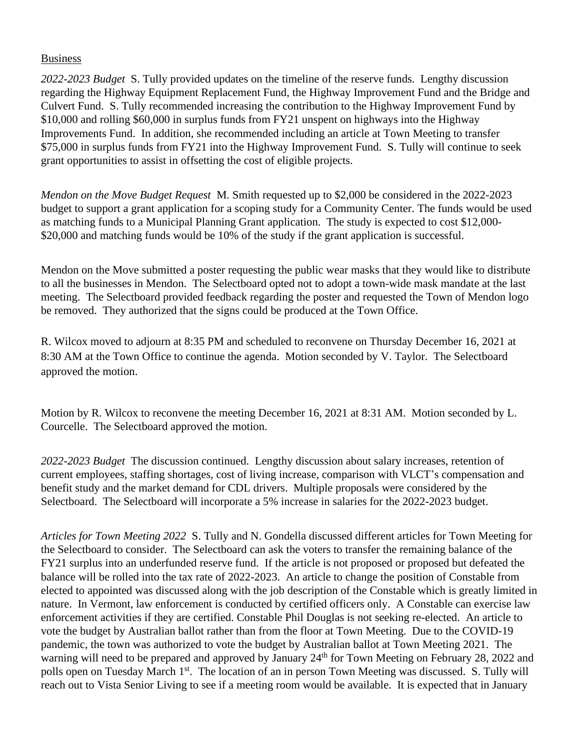Business

*2022-2023 Budget* S. Tully provided updates on the timeline of the reserve funds. Lengthy discussion regarding the Highway Equipment Replacement Fund, the Highway Improvement Fund and the Bridge and Culvert Fund. S. Tully recommended increasing the contribution to the Highway Improvement Fund by \$10,000 and rolling \$60,000 in surplus funds from FY21 unspent on highways into the Highway Improvements Fund. In addition, she recommended including an article at Town Meeting to transfer \$75,000 in surplus funds from FY21 into the Highway Improvement Fund. S. Tully will continue to seek grant opportunities to assist in offsetting the cost of eligible projects.

*Mendon on the Move Budget Request* M. Smith requested up to \$2,000 be considered in the 2022-2023 budget to support a grant application for a scoping study for a Community Center. The funds would be used as matching funds to a Municipal Planning Grant application. The study is expected to cost \$12,000-\$20,000 and matching funds would be 10% of the study if the grant application is successful.

Mendon on the Move submitted a poster requesting the public wear masks that they would like to distribute to all the businesses in Mendon. The Selectboard opted not to adopt a town-wide mask mandate at the last meeting. The Selectboard provided feedback regarding the poster and requested the Town of Mendon logo be removed. They authorized that the signs could be produced at the Town Office.

R. Wilcox moved to adjourn at 8:35 PM and scheduled to reconvene on Thursday December 16, 2021 at 8:30 AM at the Town Office to continue the agenda. Motion seconded by V. Taylor. The Selectboard approved the motion.

Motion by R. Wilcox to reconvene the meeting December 16, 2021 at 8:31 AM. Motion seconded by L. Courcelle. The Selectboard approved the motion.

*2022-2023 Budget* The discussion continued. Lengthy discussion about salary increases, retention of current employees, staffing shortages, cost of living increase, comparison with VLCT's compensation and benefit study and the market demand for CDL drivers. Multiple proposals were considered by the Selectboard. The Selectboard will incorporate a 5% increase in salaries for the 2022-2023 budget.

*Articles for Town Meeting 2022* S. Tully and N. Gondella discussed different articles for Town Meeting for the Selectboard to consider. The Selectboard can ask the voters to transfer the remaining balance of the FY21 surplus into an underfunded reserve fund. If the article is not proposed or proposed but defeated the balance will be rolled into the tax rate of 2022-2023. An article to change the position of Constable from elected to appointed was discussed along with the job description of the Constable which is greatly limited in nature. In Vermont, law enforcement is conducted by certified officers only. A Constable can exercise law enforcement activities if they are certified. Constable Phil Douglas is not seeking re-elected. An article to vote the budget by Australian ballot rather than from the floor at Town Meeting. Due to the COVID-19 pandemic, the town was authorized to vote the budget by Australian ballot at Town Meeting 2021. The warning will need to be prepared and approved by January 24th for Town Meeting on February 28, 2022 and polls open on Tuesday March 1st. The location of an in person Town Meeting was discussed. S. Tully will reach out to Vista Senior Living to see if a meeting room would be available. It is expected that in January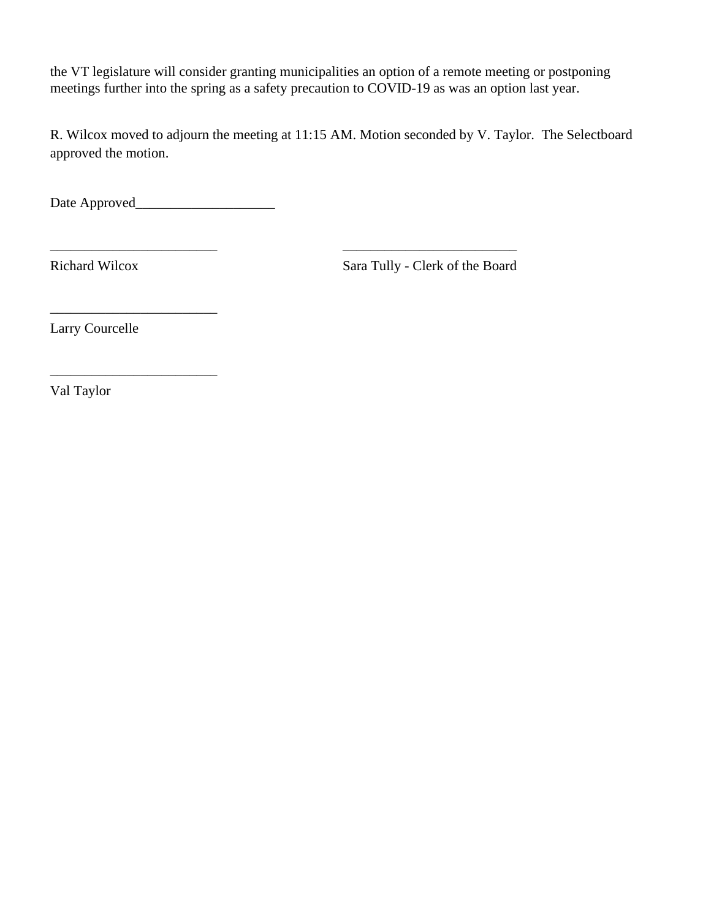the VT legislature will consider granting municipalities an option of a remote meeting or postponing meetings further into the spring as a safety precaution to COVID-19 as was an option last year.

R. Wilcox moved to adjourn the meeting at 11:15 AM. Motion seconded by V. Taylor. The Selectboard approved the motion.

Date Approved____________________

________________________ ________________________

Richard Wilcox Sara Tully - Clerk of the Board

________________________

Larry Courcelle

________________________

Val Taylor